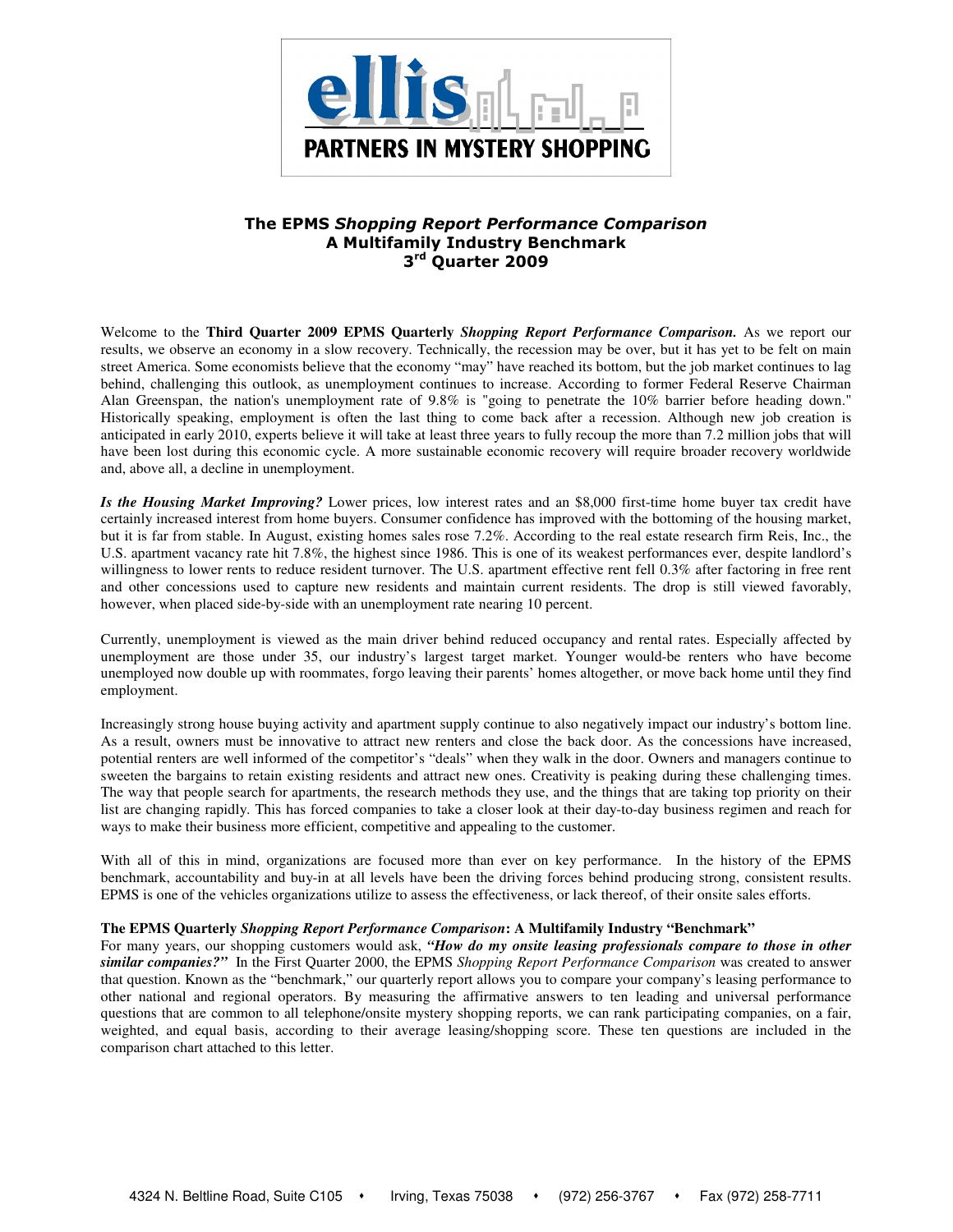**ellis**

**PARTNERS IN MYSTERY SHOPPING**

# The EPMS *Shopping Report Performance Comparison*
## A Multifamily Industry Benchmark
## 3rd Quarter 2009

Welcome to the **Third Quarter 2009 EPMS Quarterly** ***Shopping Report Performance Comparison.*** As we report our results, we observe an economy in a slow recovery. Technically, the recession may be over, but it has yet to be felt on main street America. Some economists believe that the economy "may" have reached its bottom, but the job market continues to lag behind, challenging this outlook, as unemployment continues to increase. According to former Federal Reserve Chairman Alan Greenspan, the nation's unemployment rate of 9.8% is "going to penetrate the 10% barrier before heading down." Historically speaking, employment is often the last thing to come back after a recession. Although new job creation is anticipated in early 2010, experts believe it will take at least three years to fully recoup the more than 7.2 million jobs that will have been lost during this economic cycle. A more sustainable economic recovery will require broader recovery worldwide and, above all, a decline in unemployment.

***Is the Housing Market Improving?*** Lower prices, low interest rates and an $8,000 first-time home buyer tax credit have certainly increased interest from home buyers. Consumer confidence has improved with the bottoming of the housing market, but it is far from stable. In August, existing homes sales rose 7.2%. According to the real estate research firm Reis, Inc., the U.S. apartment vacancy rate hit 7.8%, the highest since 1986. This is one of its weakest performances ever, despite landlord's willingness to lower rents to reduce resident turnover. The U.S. apartment effective rent fell 0.3% after factoring in free rent and other concessions used to capture new residents and maintain current residents. The drop is still viewed favorably, however, when placed side-by-side with an unemployment rate nearing 10 percent.

Currently, unemployment is viewed as the main driver behind reduced occupancy and rental rates. Especially affected by unemployment are those under 35, our industry's largest target market. Younger would-be renters who have become unemployed now double up with roommates, forgo leaving their parents' homes altogether, or move back home until they find employment.

Increasingly strong house buying activity and apartment supply continue to also negatively impact our industry's bottom line. As a result, owners must be innovative to attract new renters and close the back door. As the concessions have increased, potential renters are well informed of the competitor's "deals" when they walk in the door. Owners and managers continue to sweeten the bargains to retain existing residents and attract new ones. Creativity is peaking during these challenging times. The way that people search for apartments, the research methods they use, and the things that are taking top priority on their list are changing rapidly. This has forced companies to take a closer look at their day-to-day business regimen and reach for ways to make their business more efficient, competitive and appealing to the customer.

With all of this in mind, organizations are focused more than ever on key performance. In the history of the EPMS benchmark, accountability and buy-in at all levels have been the driving forces behind producing strong, consistent results. EPMS is one of the vehicles organizations utilize to assess the effectiveness, or lack thereof, of their onsite sales efforts.

**The EPMS Quarterly** ***Shopping Report Performance Comparison*****: A Multifamily Industry "Benchmark"**

For many years, our shopping customers would ask, ***"How do my onsite leasing professionals compare to those in other similar companies?"*** In the First Quarter 2000, the EPMS *Shopping Report Performance Comparison* was created to answer that question. Known as the "benchmark," our quarterly report allows you to compare your company's leasing performance to other national and regional operators. By measuring the affirmative answers to ten leading and universal performance questions that are common to all telephone/onsite mystery shopping reports, we can rank participating companies, on a fair, weighted, and equal basis, according to their average leasing/shopping score. These ten questions are included in the comparison chart attached to this letter.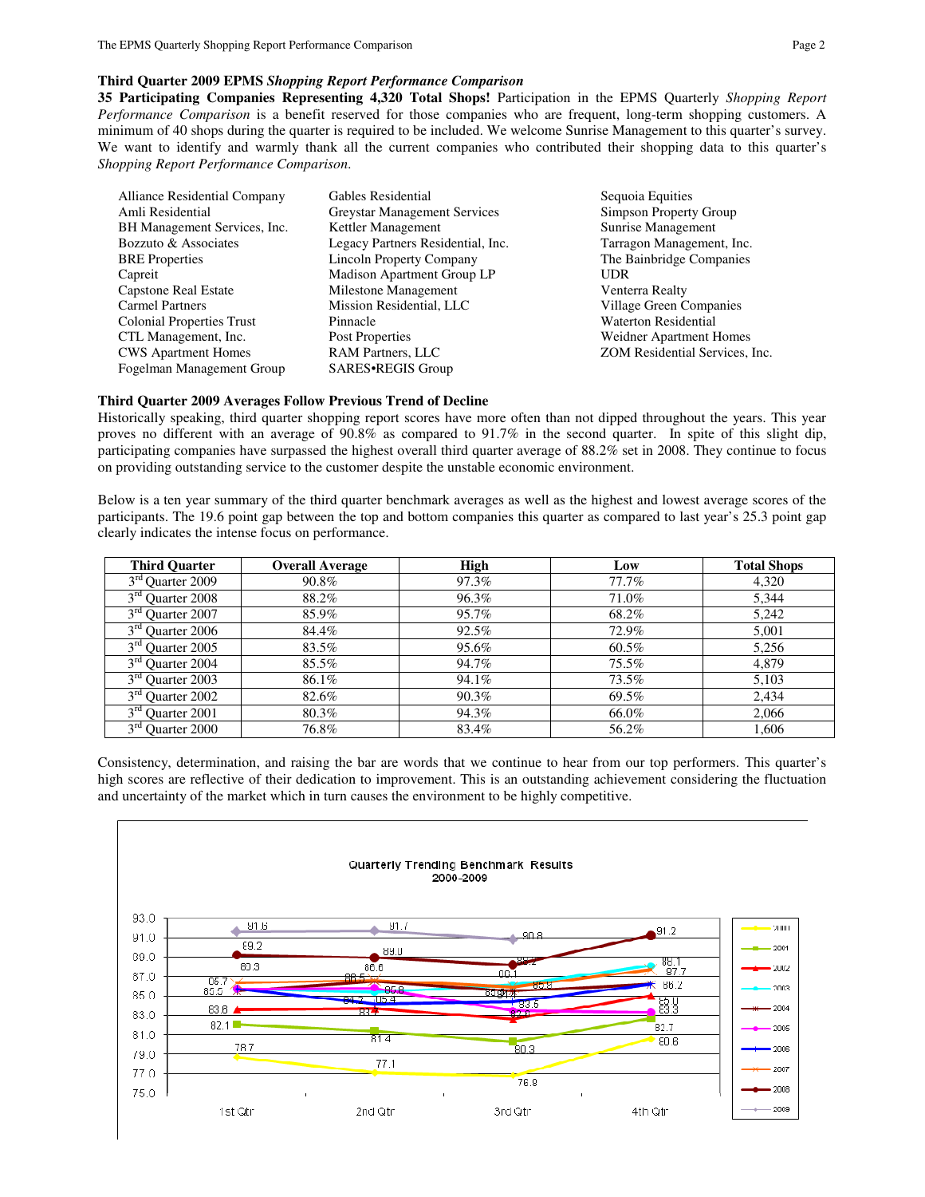### Third Quarter 2009 EPMS *Shopping Report Performance Comparison*

**35 Participating Companies Representing 4,320 Total Shops!** Participation in the EPMS Quarterly *Shopping Report Performance Comparison* is a benefit reserved for those companies who are frequent, long-term shopping customers. A minimum of 40 shops during the quarter is required to be included. We welcome Sunrise Management to this quarter's survey. We want to identify and warmly thank all the current companies who contributed their shopping data to this quarter's *Shopping Report Performance Comparison.*

- Alliance Residential Company
- Amli Residential
- BH Management Services, Inc.
- Bozzuto & Associates
- BRE Properties
- Capreit
- Capstone Real Estate
- Carmel Partners
- Colonial Properties Trust
- CTL Management, Inc.
- CWS Apartment Homes
- Fogelman Management Group
- Gables Residential
- Greystar Management Services
- Kettler Management
- Legacy Partners Residential, Inc.
- Lincoln Property Company
- Madison Apartment Group LP
- Milestone Management
- Mission Residential, LLC
- Pinnacle
- Post Properties
- RAM Partners, LLC
- SARES•REGIS Group
- Sequoia Equities
- Simpson Property Group
- Sunrise Management
- Tarragon Management, Inc.
- The Bainbridge Companies
- UDR
- Venterra Realty
- Village Green Companies
- Waterton Residential
- Weidner Apartment Homes
- ZOM Residential Services, Inc.

### Third Quarter 2009 Averages Follow Previous Trend of Decline

Historically speaking, third quarter shopping report scores have more often than not dipped throughout the years. This year proves no different with an average of 90.8% as compared to 91.7% in the second quarter. In spite of this slight dip, participating companies have surpassed the highest overall third quarter average of 88.2% set in 2008. They continue to focus on providing outstanding service to the customer despite the unstable economic environment.

Below is a ten year summary of the third quarter benchmark averages as well as the highest and lowest average scores of the participants. The 19.6 point gap between the top and bottom companies this quarter as compared to last year's 25.3 point gap clearly indicates the intense focus on performance.

| Third Quarter | Overall Average | High | Low | Total Shops |
|---|---|---|---|---|
| 3rd Quarter 2009 | 90.8% | 97.3% | 77.7% | 4,320 |
| 3rd Quarter 2008 | 88.2% | 96.3% | 71.0% | 5,344 |
| 3rd Quarter 2007 | 85.9% | 95.7% | 68.2% | 5,242 |
| 3rd Quarter 2006 | 84.4% | 92.5% | 72.9% | 5,001 |
| 3rd Quarter 2005 | 83.5% | 95.6% | 60.5% | 5,256 |
| 3rd Quarter 2004 | 85.5% | 94.7% | 75.5% | 4,879 |
| 3rd Quarter 2003 | 86.1% | 94.1% | 73.5% | 5,103 |
| 3rd Quarter 2002 | 82.6% | 90.3% | 69.5% | 2,434 |
| 3rd Quarter 2001 | 80.3% | 94.3% | 66.0% | 2,066 |
| 3rd Quarter 2000 | 76.8% | 83.4% | 56.2% | 1,606 |

Consistency, determination, and raising the bar are words that we continue to hear from our top performers. This quarter's high scores are reflective of their dedication to improvement. This is an outstanding achievement considering the fluctuation and uncertainty of the market which in turn causes the environment to be highly competitive.

Quarterly Trending Benchmark Results 2000-2009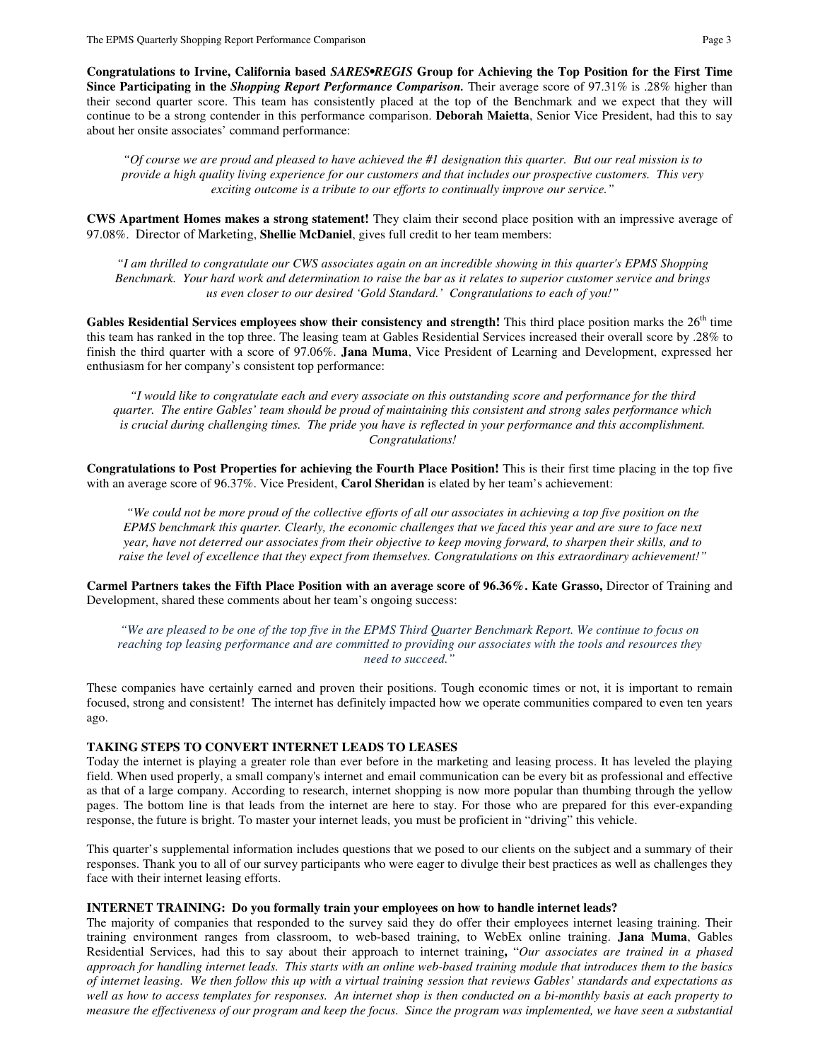**Congratulations to Irvine, California based *SARES•REGIS* Group for Achieving the Top Position for the First Time Since Participating in the *Shopping Report Performance Comparison.*** Their average score of 97.31% is .28% higher than their second quarter score. This team has consistently placed at the top of the Benchmark and we expect that they will continue to be a strong contender in this performance comparison. **Deborah Maietta**, Senior Vice President, had this to say about her onsite associates' command performance:

> *"Of course we are proud and pleased to have achieved the #1 designation this quarter. But our real mission is to provide a high quality living experience for our customers and that includes our prospective customers. This very exciting outcome is a tribute to our efforts to continually improve our service."*

**CWS Apartment Homes makes a strong statement!** They claim their second place position with an impressive average of 97.08%. Director of Marketing, **Shellie McDaniel**, gives full credit to her team members:

> *"I am thrilled to congratulate our CWS associates again on an incredible showing in this quarter's EPMS Shopping Benchmark. Your hard work and determination to raise the bar as it relates to superior customer service and brings us even closer to our desired 'Gold Standard.' Congratulations to each of you!"*

**Gables Residential Services employees show their consistency and strength!** This third place position marks the 26th time this team has ranked in the top three. The leasing team at Gables Residential Services increased their overall score by .28% to finish the third quarter with a score of 97.06%. **Jana Muma**, Vice President of Learning and Development, expressed her enthusiasm for her company's consistent top performance:

> *"I would like to congratulate each and every associate on this outstanding score and performance for the third quarter. The entire Gables' team should be proud of maintaining this consistent and strong sales performance which is crucial during challenging times. The pride you have is reflected in your performance and this accomplishment. Congratulations!*

**Congratulations to Post Properties for achieving the Fourth Place Position!** This is their first time placing in the top five with an average score of 96.37%. Vice President, **Carol Sheridan** is elated by her team's achievement:

> *"We could not be more proud of the collective efforts of all our associates in achieving a top five position on the EPMS benchmark this quarter. Clearly, the economic challenges that we faced this year and are sure to face next year, have not deterred our associates from their objective to keep moving forward, to sharpen their skills, and to raise the level of excellence that they expect from themselves. Congratulations on this extraordinary achievement!"*

**Carmel Partners takes the Fifth Place Position with an average score of 96.36%. Kate Grasso,** Director of Training and Development, shared these comments about her team's ongoing success:

> *"We are pleased to be one of the top five in the EPMS Third Quarter Benchmark Report. We continue to focus on reaching top leasing performance and are committed to providing our associates with the tools and resources they need to succeed."*

These companies have certainly earned and proven their positions. Tough economic times or not, it is important to remain focused, strong and consistent! The internet has definitely impacted how we operate communities compared to even ten years ago.

**TAKING STEPS TO CONVERT INTERNET LEADS TO LEASES**

Today the internet is playing a greater role than ever before in the marketing and leasing process. It has leveled the playing field. When used properly, a small company's internet and email communication can be every bit as professional and effective as that of a large company. According to research, internet shopping is now more popular than thumbing through the yellow pages. The bottom line is that leads from the internet are here to stay. For those who are prepared for this ever-expanding response, the future is bright. To master your internet leads, you must be proficient in "driving" this vehicle.

This quarter's supplemental information includes questions that we posed to our clients on the subject and a summary of their responses. Thank you to all of our survey participants who were eager to divulge their best practices as well as challenges they face with their internet leasing efforts.

**INTERNET TRAINING: Do you formally train your employees on how to handle internet leads?**

The majority of companies that responded to the survey said they do offer their employees internet leasing training. Their training environment ranges from classroom, to web-based training, to WebEx online training. **Jana Muma**, Gables Residential Services, had this to say about their approach to internet training**,** "*Our associates are trained in a phased approach for handling internet leads. This starts with an online web-based training module that introduces them to the basics of internet leasing. We then follow this up with a virtual training session that reviews Gables' standards and expectations as well as how to access templates for responses. An internet shop is then conducted on a bi-monthly basis at each property to measure the effectiveness of our program and keep the focus. Since the program was implemented, we have seen a substantial*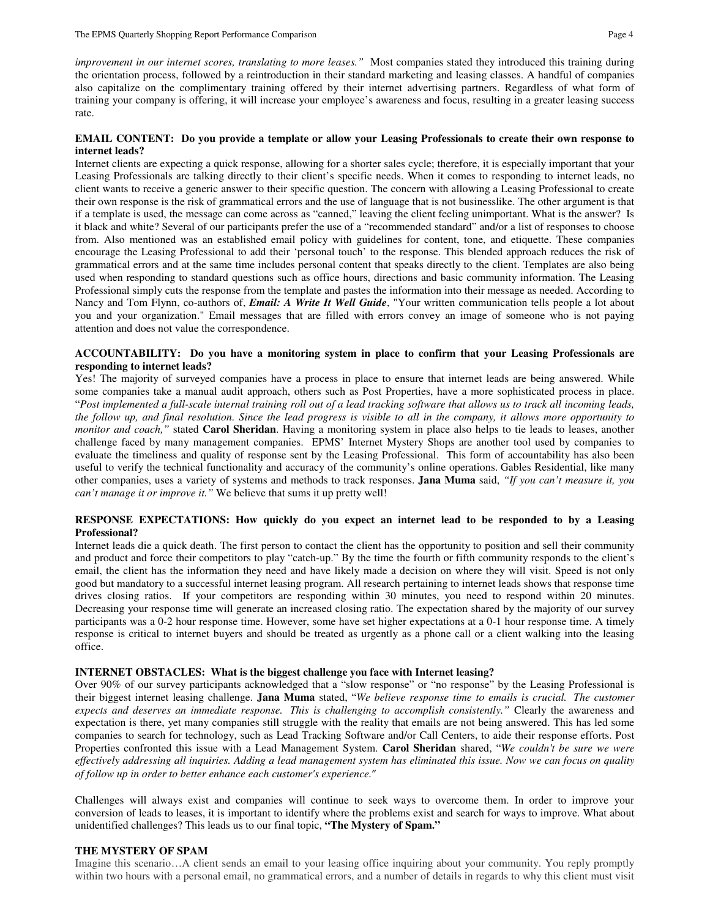*improvement in our internet scores, translating to more leases."* Most companies stated they introduced this training during the orientation process, followed by a reintroduction in their standard marketing and leasing classes. A handful of companies also capitalize on the complimentary training offered by their internet advertising partners. Regardless of what form of training your company is offering, it will increase your employee's awareness and focus, resulting in a greater leasing success rate.

**EMAIL CONTENT: Do you provide a template or allow your Leasing Professionals to create their own response to internet leads?**

Internet clients are expecting a quick response, allowing for a shorter sales cycle; therefore, it is especially important that your Leasing Professionals are talking directly to their client's specific needs. When it comes to responding to internet leads, no client wants to receive a generic answer to their specific question. The concern with allowing a Leasing Professional to create their own response is the risk of grammatical errors and the use of language that is not businesslike. The other argument is that if a template is used, the message can come across as "canned," leaving the client feeling unimportant. What is the answer? Is it black and white? Several of our participants prefer the use of a "recommended standard" and/or a list of responses to choose from. Also mentioned was an established email policy with guidelines for content, tone, and etiquette. These companies encourage the Leasing Professional to add their 'personal touch' to the response. This blended approach reduces the risk of grammatical errors and at the same time includes personal content that speaks directly to the client. Templates are also being used when responding to standard questions such as office hours, directions and basic community information. The Leasing Professional simply cuts the response from the template and pastes the information into their message as needed. According to Nancy and Tom Flynn, co-authors of, ***Email: A Write It Well Guide***, "Your written communication tells people a lot about you and your organization." Email messages that are filled with errors convey an image of someone who is not paying attention and does not value the correspondence.

**ACCOUNTABILITY: Do you have a monitoring system in place to confirm that your Leasing Professionals are responding to internet leads?**

Yes! The majority of surveyed companies have a process in place to ensure that internet leads are being answered. While some companies take a manual audit approach, others such as Post Properties, have a more sophisticated process in place. "*Post implemented a full-scale internal training roll out of a lead tracking software that allows us to track all incoming leads, the follow up, and final resolution. Since the lead progress is visible to all in the company, it allows more opportunity to monitor and coach,"* stated **Carol Sheridan**. Having a monitoring system in place also helps to tie leads to leases, another challenge faced by many management companies. EPMS' Internet Mystery Shops are another tool used by companies to evaluate the timeliness and quality of response sent by the Leasing Professional. This form of accountability has also been useful to verify the technical functionality and accuracy of the community's online operations. Gables Residential, like many other companies, uses a variety of systems and methods to track responses. **Jana Muma** said, *"If you can't measure it, you can't manage it or improve it."* We believe that sums it up pretty well!

**RESPONSE EXPECTATIONS: How quickly do you expect an internet lead to be responded to by a Leasing Professional?**

Internet leads die a quick death. The first person to contact the client has the opportunity to position and sell their community and product and force their competitors to play "catch-up." By the time the fourth or fifth community responds to the client's email, the client has the information they need and have likely made a decision on where they will visit. Speed is not only good but mandatory to a successful internet leasing program. All research pertaining to internet leads shows that response time drives closing ratios. If your competitors are responding within 30 minutes, you need to respond within 20 minutes. Decreasing your response time will generate an increased closing ratio. The expectation shared by the majority of our survey participants was a 0-2 hour response time. However, some have set higher expectations at a 0-1 hour response time. A timely response is critical to internet buyers and should be treated as urgently as a phone call or a client walking into the leasing office.

**INTERNET OBSTACLES: What is the biggest challenge you face with Internet leasing?**

Over 90% of our survey participants acknowledged that a "slow response" or "no response" by the Leasing Professional is their biggest internet leasing challenge. **Jana Muma** stated, "*We believe response time to emails is crucial. The customer expects and deserves an immediate response. This is challenging to accomplish consistently."* Clearly the awareness and expectation is there, yet many companies still struggle with the reality that emails are not being answered. This has led some companies to search for technology, such as Lead Tracking Software and/or Call Centers, to aide their response efforts. Post Properties confronted this issue with a Lead Management System. **Carol Sheridan** shared, "*We couldn't be sure we were effectively addressing all inquiries. Adding a lead management system has eliminated this issue. Now we can focus on quality of follow up in order to better enhance each customer's experience."*

Challenges will always exist and companies will continue to seek ways to overcome them. In order to improve your conversion of leads to leases, it is important to identify where the problems exist and search for ways to improve. What about unidentified challenges? This leads us to our final topic, **"The Mystery of Spam."**

**THE MYSTERY OF SPAM**

Imagine this scenario…A client sends an email to your leasing office inquiring about your community. You reply promptly within two hours with a personal email, no grammatical errors, and a number of details in regards to why this client must visit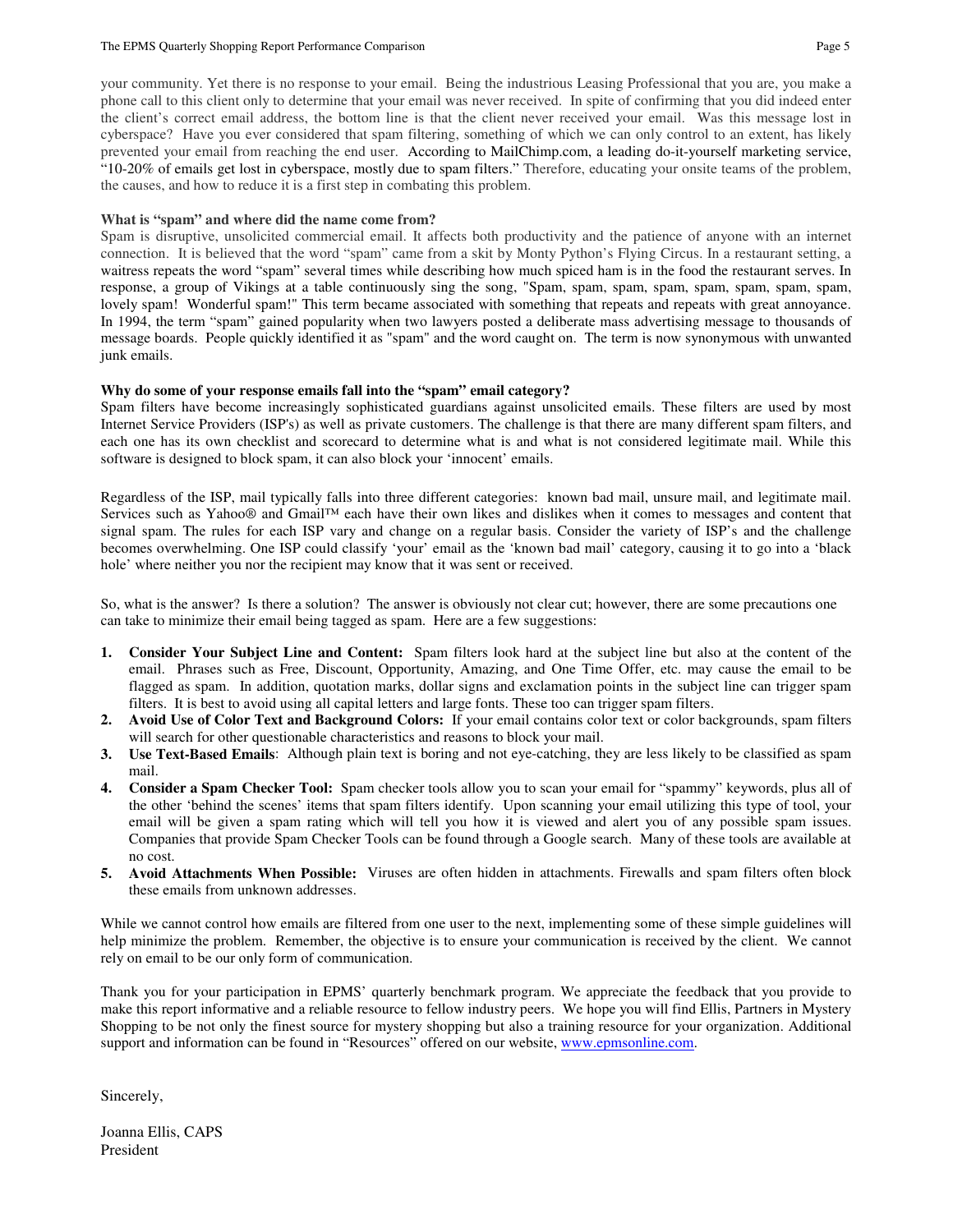your community. Yet there is no response to your email. Being the industrious Leasing Professional that you are, you make a phone call to this client only to determine that your email was never received. In spite of confirming that you did indeed enter the client's correct email address, the bottom line is that the client never received your email. Was this message lost in cyberspace? Have you ever considered that spam filtering, something of which we can only control to an extent, has likely prevented your email from reaching the end user. According to MailChimp.com, a leading do-it-yourself marketing service, "10-20% of emails get lost in cyberspace, mostly due to spam filters." Therefore, educating your onsite teams of the problem, the causes, and how to reduce it is a first step in combating this problem.

**What is "spam" and where did the name come from?**

Spam is disruptive, unsolicited commercial email. It affects both productivity and the patience of anyone with an internet connection. It is believed that the word "spam" came from a skit by Monty Python's Flying Circus. In a restaurant setting, a waitress repeats the word "spam" several times while describing how much spiced ham is in the food the restaurant serves. In response, a group of Vikings at a table continuously sing the song, "Spam, spam, spam, spam, spam, spam, spam, spam, lovely spam! Wonderful spam!" This term became associated with something that repeats and repeats with great annoyance. In 1994, the term "spam" gained popularity when two lawyers posted a deliberate mass advertising message to thousands of message boards. People quickly identified it as "spam" and the word caught on. The term is now synonymous with unwanted junk emails.

**Why do some of your response emails fall into the "spam" email category?**

Spam filters have become increasingly sophisticated guardians against unsolicited emails. These filters are used by most Internet Service Providers (ISP's) as well as private customers. The challenge is that there are many different spam filters, and each one has its own checklist and scorecard to determine what is and what is not considered legitimate mail. While this software is designed to block spam, it can also block your 'innocent' emails.

Regardless of the ISP, mail typically falls into three different categories: known bad mail, unsure mail, and legitimate mail. Services such as Yahoo® and Gmail™ each have their own likes and dislikes when it comes to messages and content that signal spam. The rules for each ISP vary and change on a regular basis. Consider the variety of ISP's and the challenge becomes overwhelming. One ISP could classify 'your' email as the 'known bad mail' category, causing it to go into a 'black hole' where neither you nor the recipient may know that it was sent or received.

So, what is the answer? Is there a solution? The answer is obviously not clear cut; however, there are some precautions one can take to minimize their email being tagged as spam. Here are a few suggestions:

1. **Consider Your Subject Line and Content:** Spam filters look hard at the subject line but also at the content of the email. Phrases such as Free, Discount, Opportunity, Amazing, and One Time Offer, etc. may cause the email to be flagged as spam. In addition, quotation marks, dollar signs and exclamation points in the subject line can trigger spam filters. It is best to avoid using all capital letters and large fonts. These too can trigger spam filters.
2. **Avoid Use of Color Text and Background Colors:** If your email contains color text or color backgrounds, spam filters will search for other questionable characteristics and reasons to block your mail.
3. **Use Text-Based Emails**: Although plain text is boring and not eye-catching, they are less likely to be classified as spam mail.
4. **Consider a Spam Checker Tool:** Spam checker tools allow you to scan your email for "spammy" keywords, plus all of the other 'behind the scenes' items that spam filters identify. Upon scanning your email utilizing this type of tool, your email will be given a spam rating which will tell you how it is viewed and alert you of any possible spam issues. Companies that provide Spam Checker Tools can be found through a Google search. Many of these tools are available at no cost.
5. **Avoid Attachments When Possible:** Viruses are often hidden in attachments. Firewalls and spam filters often block these emails from unknown addresses.

While we cannot control how emails are filtered from one user to the next, implementing some of these simple guidelines will help minimize the problem. Remember, the objective is to ensure your communication is received by the client. We cannot rely on email to be our only form of communication.

Thank you for your participation in EPMS' quarterly benchmark program. We appreciate the feedback that you provide to make this report informative and a reliable resource to fellow industry peers. We hope you will find Ellis, Partners in Mystery Shopping to be not only the finest source for mystery shopping but also a training resource for your organization. Additional support and information can be found in "Resources" offered on our website, www.epmsonline.com.

Sincerely,

Joanna Ellis, CAPS
President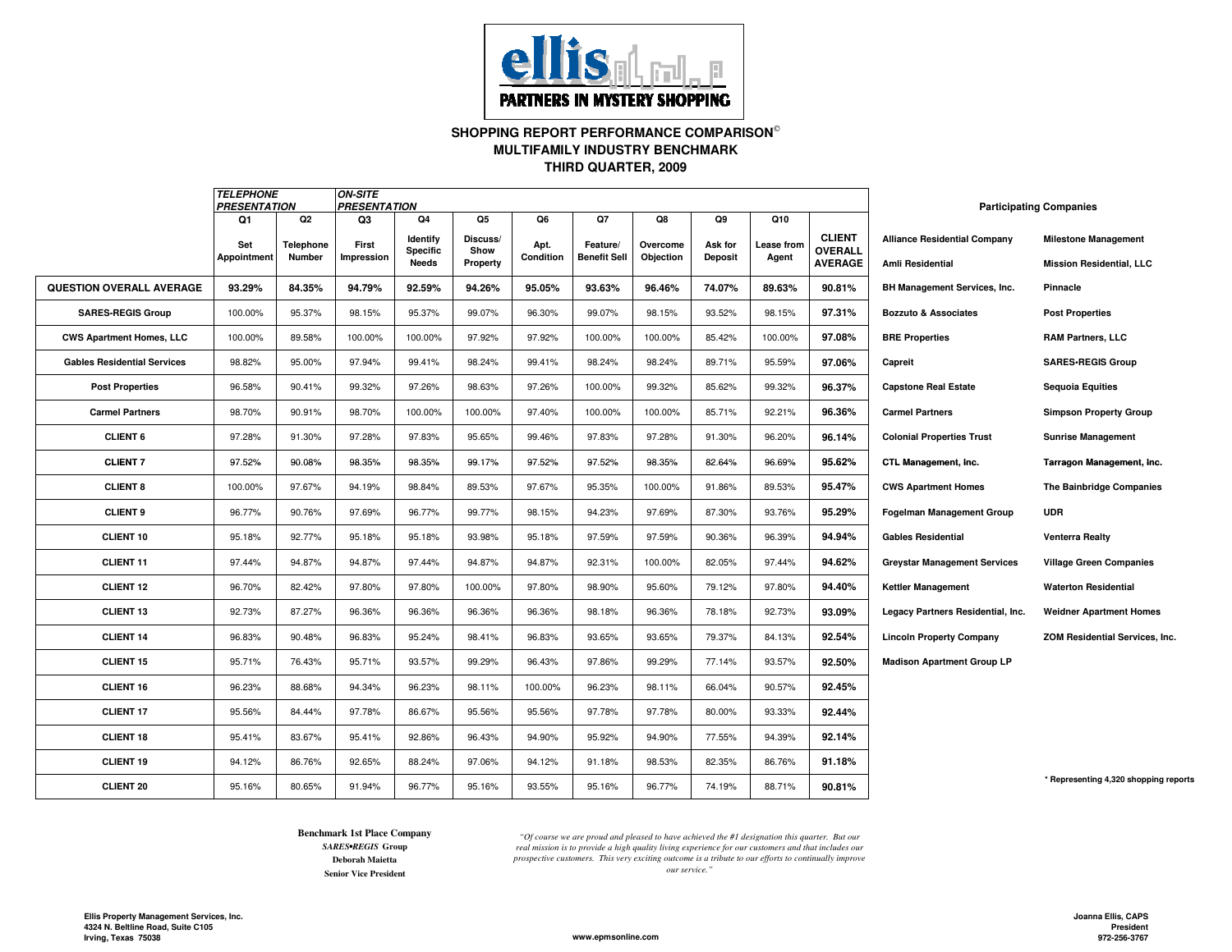ellis PARTNERS IN MYSTERY SHOPPING

## SHOPPING REPORT PERFORMANCE COMPARISON©
## MULTIFAMILY INDUSTRY BENCHMARK
## THIRD QUARTER, 2009

| | *TELEPHONE PRESENTATION* | | *ON-SITE PRESENTATION* | | | | | | | | |
|---|---|---|---|---|---|---|---|---|---|---|---|
| | Q1 Set Appointment | Q2 Telephone Number | Q3 First Impression | Q4 Identify Specific Needs | Q5 Discuss/ Show Property | Q6 Apt. Condition | Q7 Feature/ Benefit Sell | Q8 Overcome Objection | Q9 Ask for Deposit | Q10 Lease from Agent | CLIENT OVERALL AVERAGE |
| **QUESTION OVERALL AVERAGE** | **93.29%** | **84.35%** | **94.79%** | **92.59%** | **94.26%** | **95.05%** | **93.63%** | **96.46%** | **74.07%** | **89.63%** | **90.81%** |
| **SARES-REGIS Group** | 100.00% | 95.37% | 98.15% | 95.37% | 99.07% | 96.30% | 99.07% | 98.15% | 93.52% | 98.15% | **97.31%** |
| **CWS Apartment Homes, LLC** | 100.00% | 89.58% | 100.00% | 100.00% | 97.92% | 97.92% | 100.00% | 100.00% | 85.42% | 100.00% | **97.08%** |
| **Gables Residential Services** | 98.82% | 95.00% | 97.94% | 99.41% | 98.24% | 99.41% | 98.24% | 98.24% | 89.71% | 95.59% | **97.06%** |
| **Post Properties** | 96.58% | 90.41% | 99.32% | 97.26% | 98.63% | 97.26% | 100.00% | 99.32% | 85.62% | 99.32% | **96.37%** |
| **Carmel Partners** | 98.70% | 90.91% | 98.70% | 100.00% | 100.00% | 97.40% | 100.00% | 100.00% | 85.71% | 92.21% | **96.36%** |
| **CLIENT 6** | 97.28% | 91.30% | 97.28% | 97.83% | 95.65% | 99.46% | 97.83% | 97.28% | 91.30% | 96.20% | **96.14%** |
| **CLIENT 7** | 97.52% | 90.08% | 98.35% | 98.35% | 99.17% | 97.52% | 97.52% | 98.35% | 82.64% | 96.69% | **95.62%** |
| **CLIENT 8** | 100.00% | 97.67% | 94.19% | 98.84% | 89.53% | 97.67% | 95.35% | 100.00% | 91.86% | 89.53% | **95.47%** |
| **CLIENT 9** | 96.77% | 90.76% | 97.69% | 96.77% | 99.77% | 98.15% | 94.23% | 97.69% | 87.30% | 93.76% | **95.29%** |
| **CLIENT 10** | 95.18% | 92.77% | 95.18% | 95.18% | 93.98% | 95.18% | 97.59% | 97.59% | 90.36% | 96.39% | **94.94%** |
| **CLIENT 11** | 97.44% | 94.87% | 94.87% | 97.44% | 94.87% | 94.87% | 92.31% | 100.00% | 82.05% | 97.44% | **94.62%** |
| **CLIENT 12** | 96.70% | 82.42% | 97.80% | 97.80% | 100.00% | 97.80% | 98.90% | 95.60% | 79.12% | 97.80% | **94.40%** |
| **CLIENT 13** | 92.73% | 87.27% | 96.36% | 96.36% | 96.36% | 96.36% | 98.18% | 96.36% | 78.18% | 92.73% | **93.09%** |
| **CLIENT 14** | 96.83% | 90.48% | 96.83% | 95.24% | 98.41% | 96.83% | 93.65% | 93.65% | 79.37% | 84.13% | **92.54%** |
| **CLIENT 15** | 95.71% | 76.43% | 95.71% | 93.57% | 99.29% | 96.43% | 97.86% | 99.29% | 77.14% | 93.57% | **92.50%** |
| **CLIENT 16** | 96.23% | 88.68% | 94.34% | 96.23% | 98.11% | 100.00% | 96.23% | 98.11% | 66.04% | 90.57% | **92.45%** |
| **CLIENT 17** | 95.56% | 84.44% | 97.78% | 86.67% | 95.56% | 95.56% | 97.78% | 97.78% | 80.00% | 93.33% | **92.44%** |
| **CLIENT 18** | 95.41% | 83.67% | 95.41% | 92.86% | 96.43% | 94.90% | 95.92% | 94.90% | 77.55% | 94.39% | **92.14%** |
| **CLIENT 19** | 94.12% | 86.76% | 92.65% | 88.24% | 97.06% | 94.12% | 91.18% | 98.53% | 82.35% | 86.76% | **91.18%** |
| **CLIENT 20** | 95.16% | 80.65% | 91.94% | 96.77% | 95.16% | 93.55% | 95.16% | 96.77% | 74.19% | 88.71% | **90.81%** |

### Participating Companies

- Alliance Residential Company
- Amli Residential
- BH Management Services, Inc.
- Bozzuto & Associates
- BRE Properties
- Capreit
- Capstone Real Estate
- Carmel Partners
- Colonial Properties Trust
- CTL Management, Inc.
- CWS Apartment Homes
- Fogelman Management Group
- Gables Residential
- Greystar Management Services
- Kettler Management
- Legacy Partners Residential, Inc.
- Lincoln Property Company
- Madison Apartment Group LP
- Milestone Management
- Mission Residential, LLC
- Pinnacle
- Post Properties
- RAM Partners, LLC
- SARES•REGIS Group
- Sequoia Equities
- Simpson Property Group
- Sunrise Management
- Tarragon Management, Inc.
- The Bainbridge Companies
- UDR
- Venterra Realty
- Village Green Companies
- Waterton Residential
- Weidner Apartment Homes
- ZOM Residential Services, Inc.

\* Representing 4,320 shopping reports

**Benchmark 1st Place Company**
***SARES•REGIS* Group**
**Deborah Maietta**
**Senior Vice President**

*"Of course we are proud and pleased to have achieved the #1 designation this quarter. But our real mission is to provide a high quality living experience for our customers and that includes our prospective customers. This very exciting outcome is a tribute to our efforts to continually improve our service."*

**Ellis Property Management Services, Inc.**
**4324 N. Beltline Road, Suite C105**
**Irving, Texas 75038**

**www.epmsonline.com**

**Joanna Ellis, CAPS**
**President**
**972-256-3767**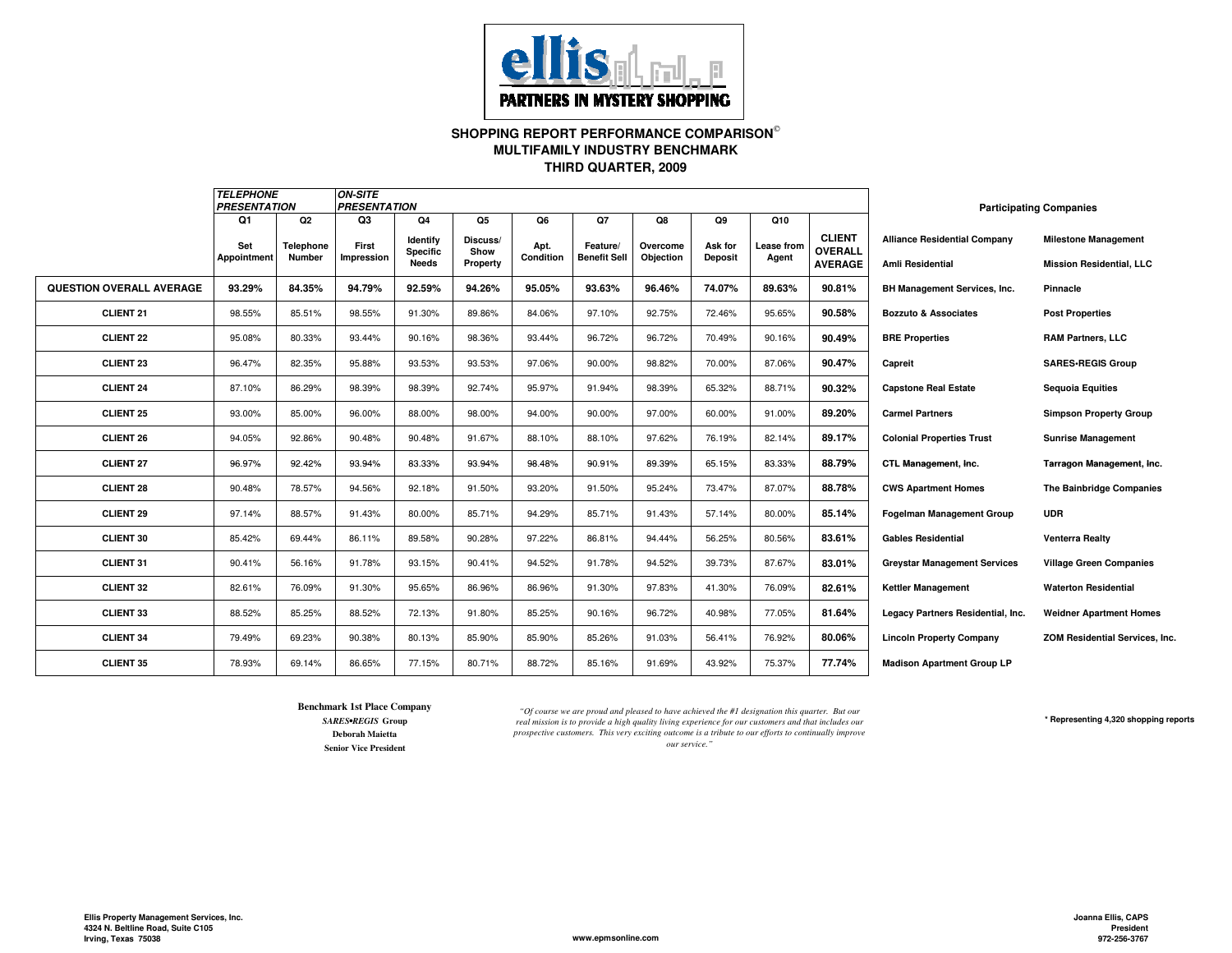ellis
PARTNERS IN MYSTERY SHOPPING

## SHOPPING REPORT PERFORMANCE COMPARISON©
## MULTIFAMILY INDUSTRY BENCHMARK
## THIRD QUARTER, 2009

| | *TELEPHONE PRESENTATION* | | *ON-SITE PRESENTATION* | | | | | | | | |
|---|---|---|---|---|---|---|---|---|---|---|---|
| | Q1 Set Appointment | Q2 Telephone Number | Q3 First Impression | Q4 Identify Specific Needs | Q5 Discuss/ Show Property | Q6 Apt. Condition | Q7 Feature/ Benefit Sell | Q8 Overcome Objection | Q9 Ask for Deposit | Q10 Lease from Agent | CLIENT OVERALL AVERAGE |
| **QUESTION OVERALL AVERAGE** | **93.29%** | **84.35%** | **94.79%** | **92.59%** | **94.26%** | **95.05%** | **93.63%** | **96.46%** | **74.07%** | **89.63%** | **90.81%** |
| **CLIENT 21** | 98.55% | 85.51% | 98.55% | 91.30% | 89.86% | 84.06% | 97.10% | 92.75% | 72.46% | 95.65% | **90.58%** |
| **CLIENT 22** | 95.08% | 80.33% | 93.44% | 90.16% | 98.36% | 93.44% | 96.72% | 96.72% | 70.49% | 90.16% | **90.49%** |
| **CLIENT 23** | 96.47% | 82.35% | 95.88% | 93.53% | 93.53% | 97.06% | 90.00% | 98.82% | 70.00% | 87.06% | **90.47%** |
| **CLIENT 24** | 87.10% | 86.29% | 98.39% | 98.39% | 92.74% | 95.97% | 91.94% | 98.39% | 65.32% | 88.71% | **90.32%** |
| **CLIENT 25** | 93.00% | 85.00% | 96.00% | 88.00% | 98.00% | 94.00% | 90.00% | 97.00% | 60.00% | 91.00% | **89.20%** |
| **CLIENT 26** | 94.05% | 92.86% | 90.48% | 90.48% | 91.67% | 88.10% | 88.10% | 97.62% | 76.19% | 82.14% | **89.17%** |
| **CLIENT 27** | 96.97% | 92.42% | 93.94% | 83.33% | 93.94% | 98.48% | 90.91% | 89.39% | 65.15% | 83.33% | **88.79%** |
| **CLIENT 28** | 90.48% | 78.57% | 94.56% | 92.18% | 91.50% | 93.20% | 91.50% | 95.24% | 73.47% | 87.07% | **88.78%** |
| **CLIENT 29** | 97.14% | 88.57% | 91.43% | 80.00% | 85.71% | 94.29% | 85.71% | 91.43% | 57.14% | 80.00% | **85.14%** |
| **CLIENT 30** | 85.42% | 69.44% | 86.11% | 89.58% | 90.28% | 97.22% | 86.81% | 94.44% | 56.25% | 80.56% | **83.61%** |
| **CLIENT 31** | 90.41% | 56.16% | 91.78% | 93.15% | 90.41% | 94.52% | 91.78% | 94.52% | 39.73% | 87.67% | **83.01%** |
| **CLIENT 32** | 82.61% | 76.09% | 91.30% | 95.65% | 86.96% | 86.96% | 91.30% | 97.83% | 41.30% | 76.09% | **82.61%** |
| **CLIENT 33** | 88.52% | 85.25% | 88.52% | 72.13% | 91.80% | 85.25% | 90.16% | 96.72% | 40.98% | 77.05% | **81.64%** |
| **CLIENT 34** | 79.49% | 69.23% | 90.38% | 80.13% | 85.90% | 85.90% | 85.26% | 91.03% | 56.41% | 76.92% | **80.06%** |
| **CLIENT 35** | 78.93% | 69.14% | 86.65% | 77.15% | 80.71% | 88.72% | 85.16% | 91.69% | 43.92% | 75.37% | **77.74%** |

### Participating Companies

| | |
|---|---|
| **Alliance Residential Company** | **Milestone Management** |
| **Amli Residential** | **Mission Residential, LLC** |
| **BH Management Services, Inc.** | **Pinnacle** |
| **Bozzuto & Associates** | **Post Properties** |
| **BRE Properties** | **RAM Partners, LLC** |
| **Capreit** | **SARES•REGIS Group** |
| **Capstone Real Estate** | **Sequoia Equities** |
| **Carmel Partners** | **Simpson Property Group** |
| **Colonial Properties Trust** | **Sunrise Management** |
| **CTL Management, Inc.** | **Tarragon Management, Inc.** |
| **CWS Apartment Homes** | **The Bainbridge Companies** |
| **Fogelman Management Group** | **UDR** |
| **Gables Residential** | **Venterra Realty** |
| **Greystar Management Services** | **Village Green Companies** |
| **Kettler Management** | **Waterton Residential** |
| **Legacy Partners Residential, Inc.** | **Weidner Apartment Homes** |
| **Lincoln Property Company** | **ZOM Residential Services, Inc.** |
| **Madison Apartment Group LP** | |

**Benchmark 1st Place Company**
***SARES•REGIS* Group**
**Deborah Maietta**
**Senior Vice President**

*"Of course we are proud and pleased to have achieved the #1 designation this quarter. But our real mission is to provide a high quality living experience for our customers and that includes our prospective customers. This very exciting outcome is a tribute to our efforts to continually improve our service."*

**\* Representing 4,320 shopping reports**

**Ellis Property Management Services, Inc.**
**4324 N. Beltline Road, Suite C105**
**Irving, Texas 75038**

**www.epmsonline.com**

**Joanna Ellis, CAPS**
**President**
**972-256-3767**